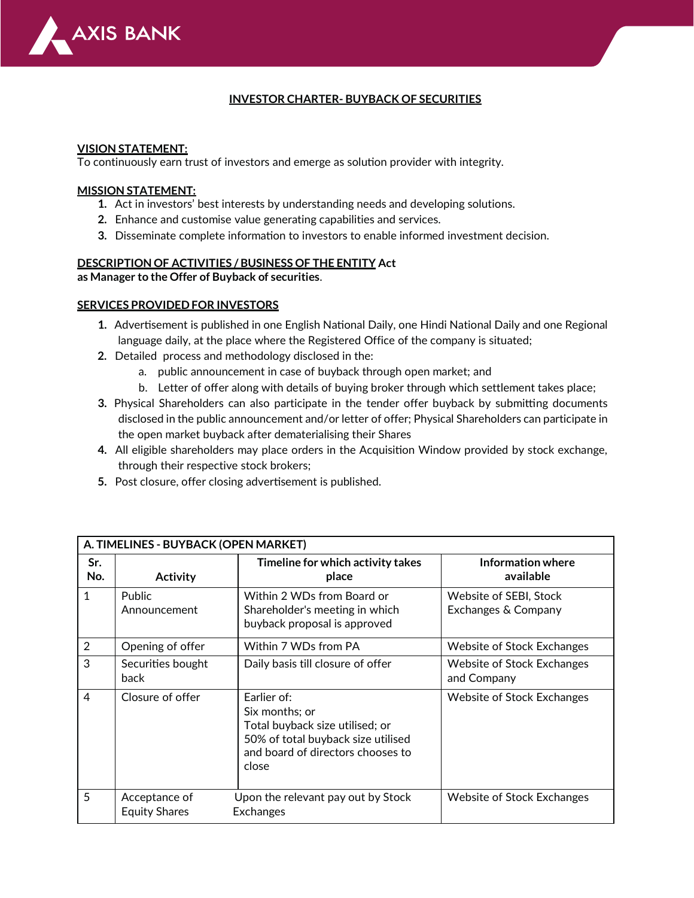# INVESTOR CHARTER- BUYBACK OF SECURITIES

**VISION STATEMENT:**
To continuously earn trust of investors and emerge as solution provider with integrity.

**MISSION STATEMENT:**

1. Act in investors' best interests by understanding needs and developing solutions.
2. Enhance and customise value generating capabilities and services.
3. Disseminate complete information to investors to enable informed investment decision.

**DESCRIPTION OF ACTIVITIES / BUSINESS OF THE ENTITY** **Act as Manager to the Offer of Buyback of securities**.

**SERVICES PROVIDED FOR INVESTORS**

1. Advertisement is published in one English National Daily, one Hindi National Daily and one Regional language daily, at the place where the Registered Office of the company is situated;
2. Detailed process and methodology disclosed in the:
   a. public announcement in case of buyback through open market; and
   b. Letter of offer along with details of buying broker through which settlement takes place;
3. Physical Shareholders can also participate in the tender offer buyback by submitting documents disclosed in the public announcement and/or letter of offer; Physical Shareholders can participate in the open market buyback after dematerialising their Shares
4. All eligible shareholders may place orders in the Acquisition Window provided by stock exchange, through their respective stock brokers;
5. Post closure, offer closing advertisement is published.

| A. TIMELINES - BUYBACK (OPEN MARKET) | | | |
|---|---|---|---|
| **Sr. No.** | **Activity** | **Timeline for which activity takes place** | **Information where available** |
| 1 | Public Announcement | Within 2 WDs from Board or Shareholder's meeting in which buyback proposal is approved | Website of SEBI, Stock Exchanges & Company |
| 2 | Opening of offer | Within 7 WDs from PA | Website of Stock Exchanges |
| 3 | Securities bought back | Daily basis till closure of offer | Website of Stock Exchanges and Company |
| 4 | Closure of offer | Earlier of:<br>Six months; or<br>Total buyback size utilised; or<br>50% of total buyback size utilised and board of directors chooses to close | Website of Stock Exchanges |
| 5 | Acceptance of Equity Shares | Upon the relevant pay out by Stock Exchanges | Website of Stock Exchanges |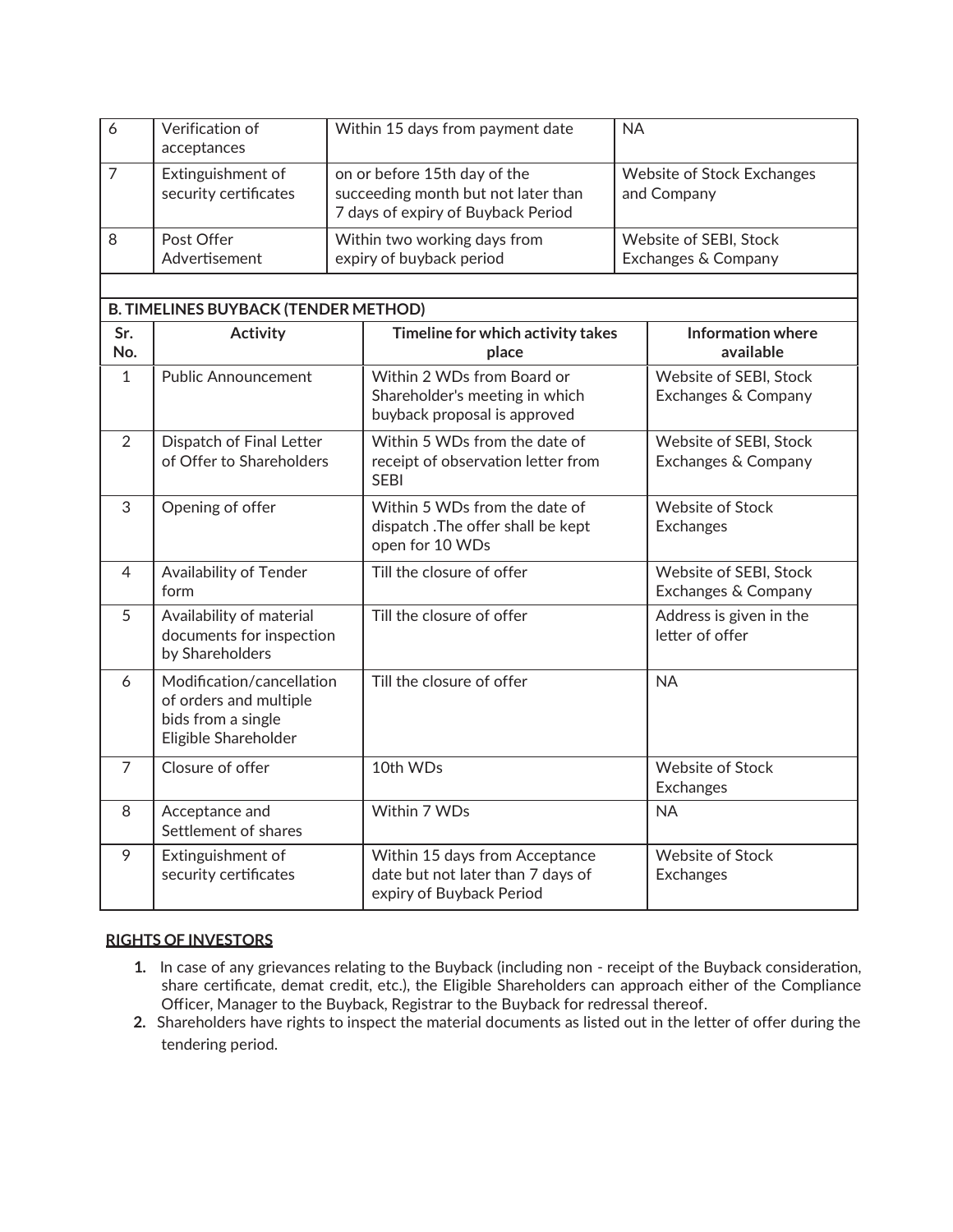| | | | |
|---|---|---|---|
| 6 | Verification of acceptances | Within 15 days from payment date | NA |
| 7 | Extinguishment of security certificates | on or before 15th day of the succeeding month but not later than 7 days of expiry of Buyback Period | Website of Stock Exchanges and Company |
| 8 | Post Offer Advertisement | Within two working days from expiry of buyback period | Website of SEBI, Stock Exchanges & Company |

**B. TIMELINES BUYBACK (TENDER METHOD)**

| Sr. No. | Activity | Timeline for which activity takes place | Information where available |
|---|---|---|---|
| 1 | Public Announcement | Within 2 WDs from Board or Shareholder's meeting in which buyback proposal is approved | Website of SEBI, Stock Exchanges & Company |
| 2 | Dispatch of Final Letter of Offer to Shareholders | Within 5 WDs from the date of receipt of observation letter from SEBI | Website of SEBI, Stock Exchanges & Company |
| 3 | Opening of offer | Within 5 WDs from the date of dispatch .The offer shall be kept open for 10 WDs | Website of Stock Exchanges |
| 4 | Availability of Tender form | Till the closure of offer | Website of SEBI, Stock Exchanges & Company |
| 5 | Availability of material documents for inspection by Shareholders | Till the closure of offer | Address is given in the letter of offer |
| 6 | Modification/cancellation of orders and multiple bids from a single Eligible Shareholder | Till the closure of offer | NA |
| 7 | Closure of offer | 10th WDs | Website of Stock Exchanges |
| 8 | Acceptance and Settlement of shares | Within 7 WDs | NA |
| 9 | Extinguishment of security certificates | Within 15 days from Acceptance date but not later than 7 days of expiry of Buyback Period | Website of Stock Exchanges |

**RIGHTS OF INVESTORS**

1. In case of any grievances relating to the Buyback (including non - receipt of the Buyback consideration, share certificate, demat credit, etc.), the Eligible Shareholders can approach either of the Compliance Officer, Manager to the Buyback, Registrar to the Buyback for redressal thereof.
2. Shareholders have rights to inspect the material documents as listed out in the letter of offer during the tendering period.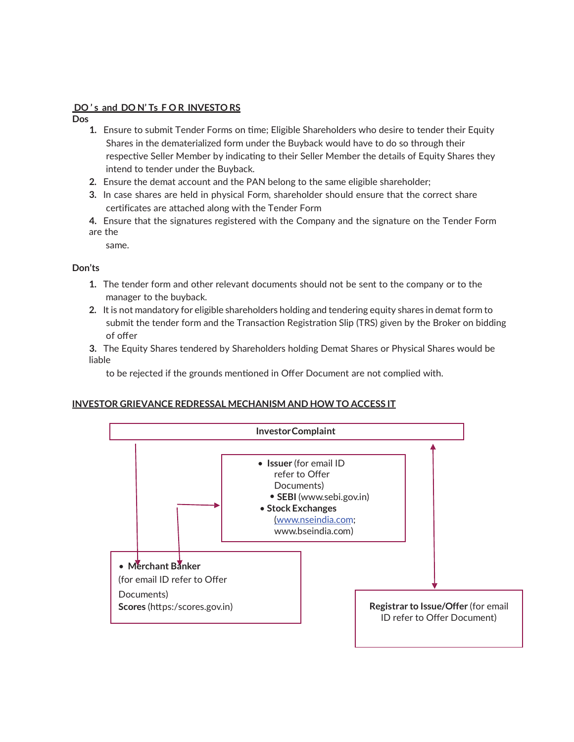**DO's and DON'Ts FOR INVESTORS**

**Dos**

1. Ensure to submit Tender Forms on time; Eligible Shareholders who desire to tender their Equity Shares in the dematerialized form under the Buyback would have to do so through their respective Seller Member by indicating to their Seller Member the details of Equity Shares they intend to tender under the Buyback.
2. Ensure the demat account and the PAN belong to the same eligible shareholder;
3. In case shares are held in physical Form, shareholder should ensure that the correct share certificates are attached along with the Tender Form
4. Ensure that the signatures registered with the Company and the signature on the Tender Form are the same.

**Don'ts**

1. The tender form and other relevant documents should not be sent to the company or to the manager to the buyback.
2. It is not mandatory for eligible shareholders holding and tendering equity shares in demat form to submit the tender form and the Transaction Registration Slip (TRS) given by the Broker on bidding of offer
3. The Equity Shares tendered by Shareholders holding Demat Shares or Physical Shares would be liable to be rejected if the grounds mentioned in Offer Document are not complied with.

**INVESTOR GRIEVANCE REDRESSAL MECHANISM AND HOW TO ACCESS IT**

**Investor Complaint**

- **Issuer** (for email ID refer to Offer Documents)
- **SEBI** (www.sebi.gov.in)
- **Stock Exchanges** (www.nseindia.com; www.bseindia.com)

- **Merchant Banker** (for email ID refer to Offer Documents)

**Scores** (https:/scores.gov.in)

**Registrar to Issue/Offer** (for email ID refer to Offer Document)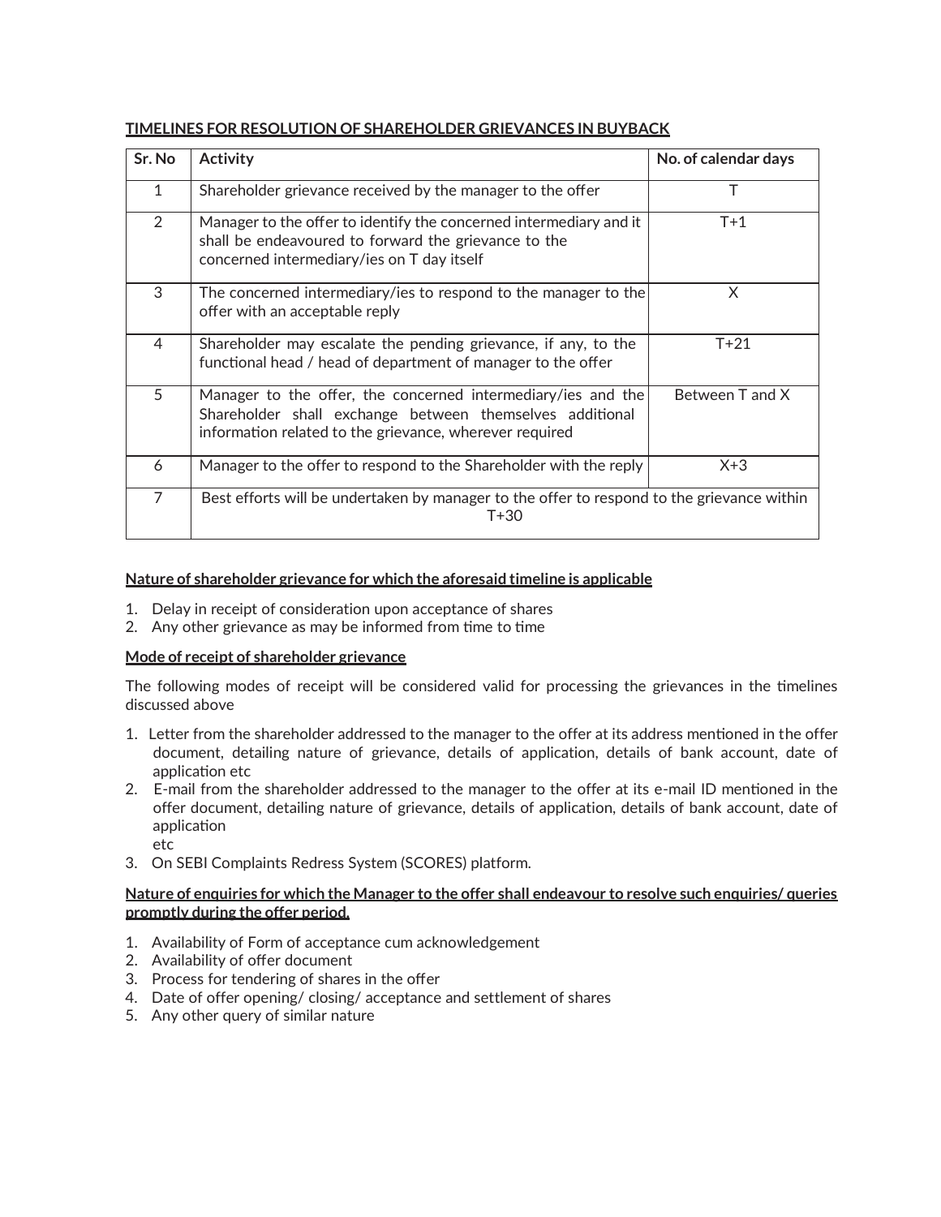**TIMELINES FOR RESOLUTION OF SHAREHOLDER GRIEVANCES IN BUYBACK**

| Sr. No | Activity | No. of calendar days |
|---|---|---|
| 1 | Shareholder grievance received by the manager to the offer | T |
| 2 | Manager to the offer to identify the concerned intermediary and it shall be endeavoured to forward the grievance to the concerned intermediary/ies on T day itself | T+1 |
| 3 | The concerned intermediary/ies to respond to the manager to the offer with an acceptable reply | X |
| 4 | Shareholder may escalate the pending grievance, if any, to the functional head / head of department of manager to the offer | T+21 |
| 5 | Manager to the offer, the concerned intermediary/ies and the Shareholder shall exchange between themselves additional information related to the grievance, wherever required | Between T and X |
| 6 | Manager to the offer to respond to the Shareholder with the reply | X+3 |
| 7 | Best efforts will be undertaken by manager to the offer to respond to the grievance within T+30 | |

**Nature of shareholder grievance for which the aforesaid timeline is applicable**

1. Delay in receipt of consideration upon acceptance of shares
2. Any other grievance as may be informed from time to time

**Mode of receipt of shareholder grievance**

The following modes of receipt will be considered valid for processing the grievances in the timelines discussed above

1. Letter from the shareholder addressed to the manager to the offer at its address mentioned in the offer document, detailing nature of grievance, details of application, details of bank account, date of application etc
2. E-mail from the shareholder addressed to the manager to the offer at its e-mail ID mentioned in the offer document, detailing nature of grievance, details of application, details of bank account, date of application etc
3. On SEBI Complaints Redress System (SCORES) platform.

**Nature of enquiries for which the Manager to the offer shall endeavour to resolve such enquiries/ queries promptly during the offer period.**

1. Availability of Form of acceptance cum acknowledgement
2. Availability of offer document
3. Process for tendering of shares in the offer
4. Date of offer opening/ closing/ acceptance and settlement of shares
5. Any other query of similar nature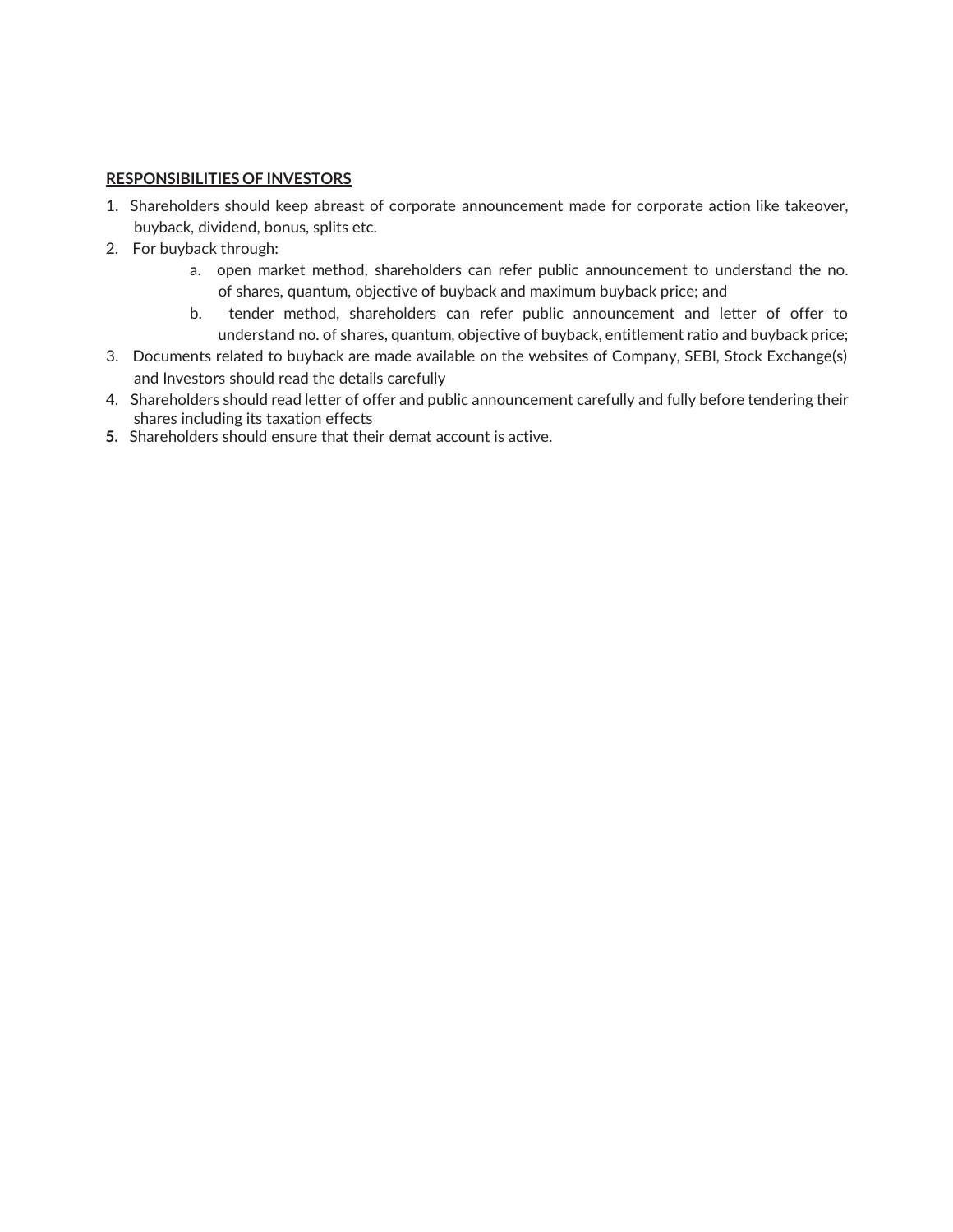**<u>RESPONSIBILITIES OF INVESTORS</u>**

1. Shareholders should keep abreast of corporate announcement made for corporate action like takeover, buyback, dividend, bonus, splits etc.
2. For buyback through:
   a. open market method, shareholders can refer public announcement to understand the no. of shares, quantum, objective of buyback and maximum buyback price; and
   b. tender method, shareholders can refer public announcement and letter of offer to understand no. of shares, quantum, objective of buyback, entitlement ratio and buyback price;
3. Documents related to buyback are made available on the websites of Company, SEBI, Stock Exchange(s) and Investors should read the details carefully
4. Shareholders should read letter of offer and public announcement carefully and fully before tendering their shares including its taxation effects
5. Shareholders should ensure that their demat account is active.